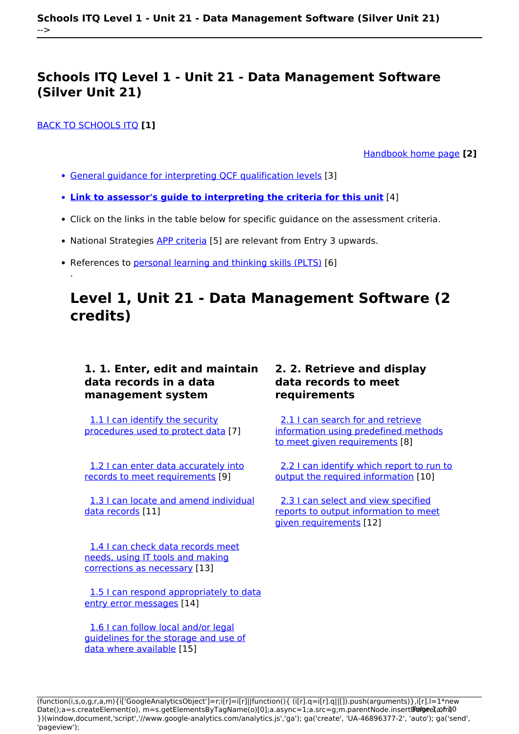# Schools ITQ Level 1 - Unit 21 - Data Management Software (Silver Unit 21)

BACK TO SCHOOLS ITQ **[1]**

Handbook home page **[2]**

- General guidance for interpreting QCF qualification levels [3]
- **Link to assessor's guide to interpreting the criteria for this unit** [4]
- Click on the links in the table below for specific guidance on the assessment criteria.
- National Strategies APP criteria [5] are relevant from Entry 3 upwards.
- References to personal learning and thinking skills (PLTS) [6]

.

## Level 1, Unit 21 - Data Management Software (2 credits)

| 1. 1. Enter, edit and maintain data records in a data management system | 2. 2. Retrieve and display data records to meet requirements |
|---|---|
| 1.1 I can identify the security procedures used to protect data [7] | 2.1 I can search for and retrieve information using predefined methods to meet given requirements [8] |
| 1.2 I can enter data accurately into records to meet requirements [9] | 2.2 I can identify which report to run to output the required information [10] |
| 1.3 I can locate and amend individual data records [11] | 2.3 I can select and view specified reports to output information to meet given requirements [12] |
| 1.4 I can check data records meet needs, using IT tools and making corrections as necessary [13] | |
| 1.5 I can respond appropriately to data entry error messages [14] | |
| 1.6 I can follow local and/or legal guidelines for the storage and use of data where available [15] | |

```
(function(i,s,o,g,r,a,m){i['GoogleAnalyticsObject']=r;i[r]=i[r]||function(){ (i[r].q=i[r].q||[]).push(arguments)},i[r].l=1*new Date();a=s.createElement(o), m=s.getElementsByTagName(o)[0];a.async=1;a.src=g;m.parentNode.insertBefore(a,m) })(window,document,'script','//www.google-analytics.com/analytics.js','ga'); ga('create', 'UA-46896377-2', 'auto'); ga('send', 'pageview');
```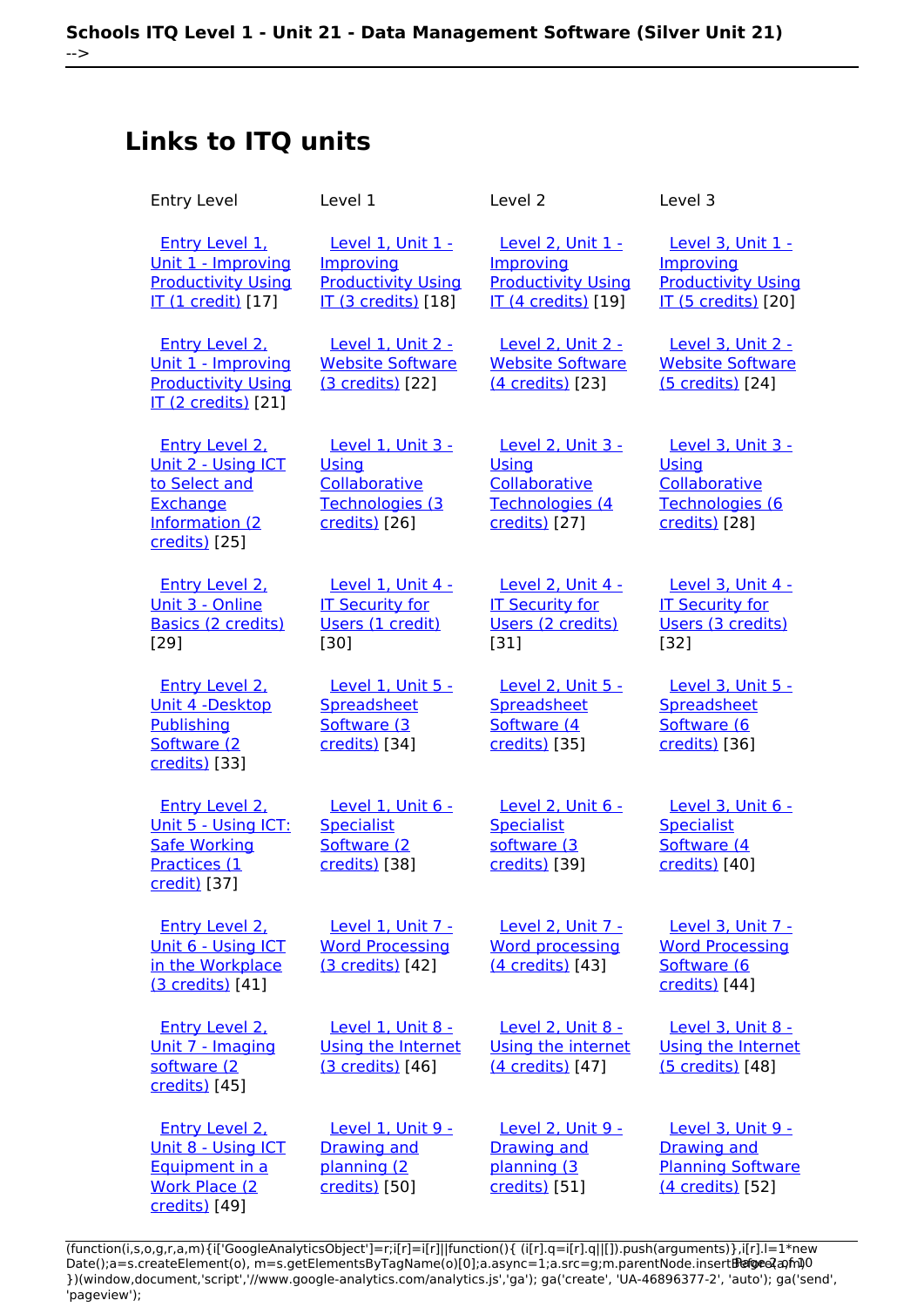## Links to ITQ units

| Entry Level | Level 1 | Level 2 | Level 3 |
|---|---|---|---|
| Entry Level 1, Unit 1 - Improving Productivity Using IT (1 credit) [17] | Level 1, Unit 1 - Improving Productivity Using IT (3 credits) [18] | Level 2, Unit 1 - Improving Productivity Using IT (4 credits) [19] | Level 3, Unit 1 - Improving Productivity Using IT (5 credits) [20] |
| Entry Level 2, Unit 1 - Improving Productivity Using IT (2 credits) [21] | Level 1, Unit 2 - Website Software (3 credits) [22] | Level 2, Unit 2 - Website Software (4 credits) [23] | Level 3, Unit 2 - Website Software (5 credits) [24] |
| Entry Level 2, Unit 2 - Using ICT to Select and Exchange Information (2 credits) [25] | Level 1, Unit 3 - Using Collaborative Technologies (3 credits) [26] | Level 2, Unit 3 - Using Collaborative Technologies (4 credits) [27] | Level 3, Unit 3 - Using Collaborative Technologies (6 credits) [28] |
| Entry Level 2, Unit 3 - Online Basics (2 credits) [29] | Level 1, Unit 4 - IT Security for Users (1 credit) [30] | Level 2, Unit 4 - IT Security for Users (2 credits) [31] | Level 3, Unit 4 - IT Security for Users (3 credits) [32] |
| Entry Level 2, Unit 4 -Desktop Publishing Software (2 credits) [33] | Level 1, Unit 5 - Spreadsheet Software (3 credits) [34] | Level 2, Unit 5 - Spreadsheet Software (4 credits) [35] | Level 3, Unit 5 - Spreadsheet Software (6 credits) [36] |
| Entry Level 2, Unit 5 - Using ICT: Safe Working Practices (1 credit) [37] | Level 1, Unit 6 - Specialist Software (2 credits) [38] | Level 2, Unit 6 - Specialist software (3 credits) [39] | Level 3, Unit 6 - Specialist Software (4 credits) [40] |
| Entry Level 2, Unit 6 - Using ICT in the Workplace (3 credits) [41] | Level 1, Unit 7 - Word Processing (3 credits) [42] | Level 2, Unit 7 - Word processing (4 credits) [43] | Level 3, Unit 7 - Word Processing Software (6 credits) [44] |
| Entry Level 2, Unit 7 - Imaging software (2 credits) [45] | Level 1, Unit 8 - Using the Internet (3 credits) [46] | Level 2, Unit 8 - Using the internet (4 credits) [47] | Level 3, Unit 8 - Using the Internet (5 credits) [48] |
| Entry Level 2, Unit 8 - Using ICT Equipment in a Work Place (2 credits) [49] | Level 1, Unit 9 - Drawing and planning (2 credits) [50] | Level 2, Unit 9 - Drawing and planning (3 credits) [51] | Level 3, Unit 9 - Drawing and Planning Software (4 credits) [52] |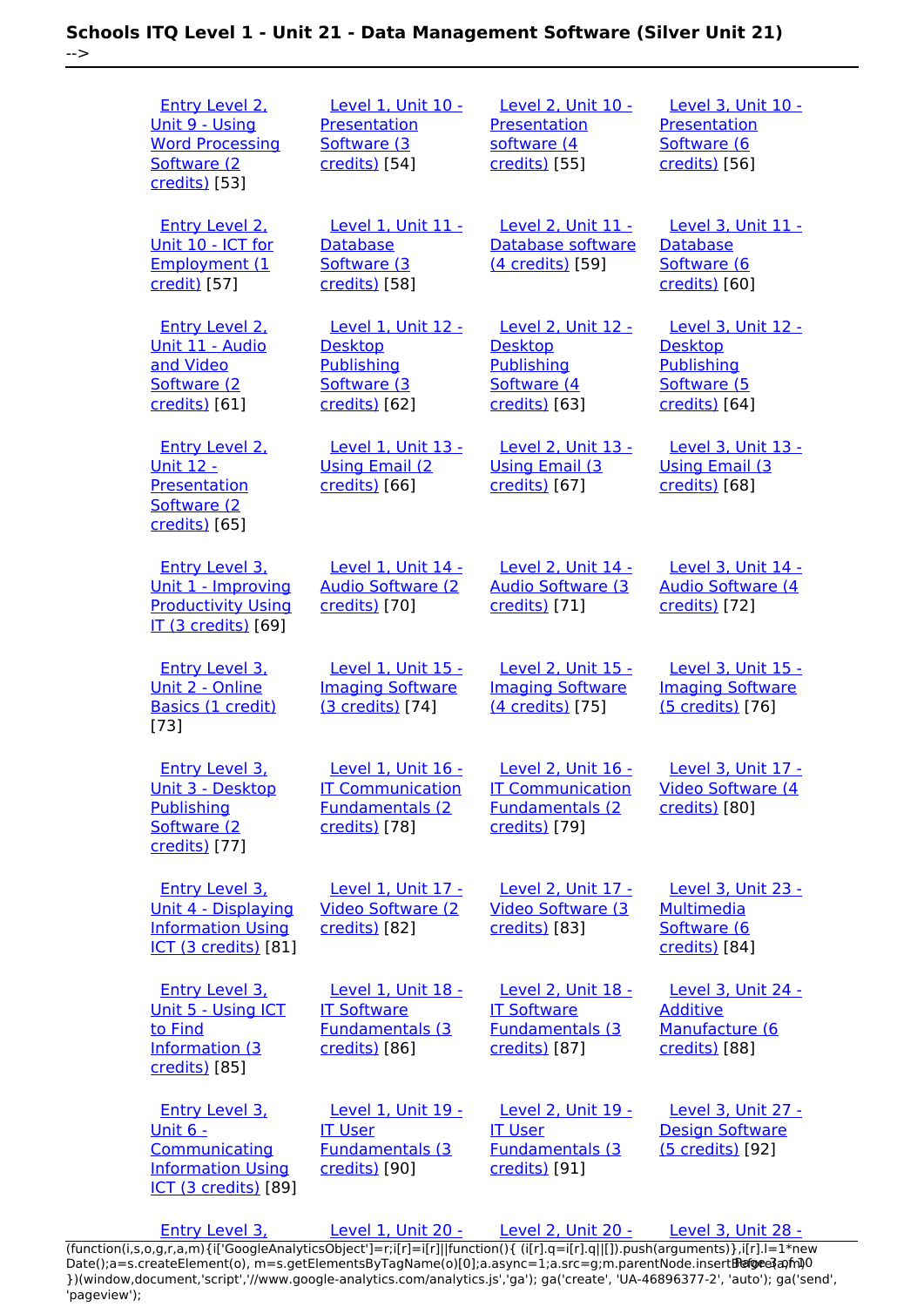| Entry Level 2, Unit 9 - Using Word Processing Software (2 credits) [53] | Level 1, Unit 10 - Presentation Software (3 credits) [54] | Level 2, Unit 10 - Presentation software (4 credits) [55] | Level 3, Unit 10 - Presentation Software (6 credits) [56] |
|---|---|---|---|
| Entry Level 2, Unit 10 - ICT for Employment (1 credit) [57] | Level 1, Unit 11 - Database Software (3 credits) [58] | Level 2, Unit 11 - Database software (4 credits) [59] | Level 3, Unit 11 - Database Software (6 credits) [60] |
| Entry Level 2, Unit 11 - Audio and Video Software (2 credits) [61] | Level 1, Unit 12 - Desktop Publishing Software (3 credits) [62] | Level 2, Unit 12 - Desktop Publishing Software (4 credits) [63] | Level 3, Unit 12 - Desktop Publishing Software (5 credits) [64] |
| Entry Level 2, Unit 12 - Presentation Software (2 credits) [65] | Level 1, Unit 13 - Using Email (2 credits) [66] | Level 2, Unit 13 - Using Email (3 credits) [67] | Level 3, Unit 13 - Using Email (3 credits) [68] |
| Entry Level 3, Unit 1 - Improving Productivity Using IT (3 credits) [69] | Level 1, Unit 14 - Audio Software (2 credits) [70] | Level 2, Unit 14 - Audio Software (3 credits) [71] | Level 3, Unit 14 - Audio Software (4 credits) [72] |
| Entry Level 3, Unit 2 - Online Basics (1 credit) [73] | Level 1, Unit 15 - Imaging Software (3 credits) [74] | Level 2, Unit 15 - Imaging Software (4 credits) [75] | Level 3, Unit 15 - Imaging Software (5 credits) [76] |
| Entry Level 3, Unit 3 - Desktop Publishing Software (2 credits) [77] | Level 1, Unit 16 - IT Communication Fundamentals (2 credits) [78] | Level 2, Unit 16 - IT Communication Fundamentals (2 credits) [79] | Level 3, Unit 17 - Video Software (4 credits) [80] |
| Entry Level 3, Unit 4 - Displaying Information Using ICT (3 credits) [81] | Level 1, Unit 17 - Video Software (2 credits) [82] | Level 2, Unit 17 - Video Software (3 credits) [83] | Level 3, Unit 23 - Multimedia Software (6 credits) [84] |
| Entry Level 3, Unit 5 - Using ICT to Find Information (3 credits) [85] | Level 1, Unit 18 - IT Software Fundamentals (3 credits) [86] | Level 2, Unit 18 - IT Software Fundamentals (3 credits) [87] | Level 3, Unit 24 - Additive Manufacture (6 credits) [88] |
| Entry Level 3, Unit 6 - Communicating Information Using ICT (3 credits) [89] | Level 1, Unit 19 - IT User Fundamentals (3 credits) [90] | Level 2, Unit 19 - IT User Fundamentals (3 credits) [91] | Level 3, Unit 27 - Design Software (5 credits) [92] |
| Entry Level 3, | Level 1, Unit 20 - | Level 2, Unit 20 - | Level 3, Unit 28 - |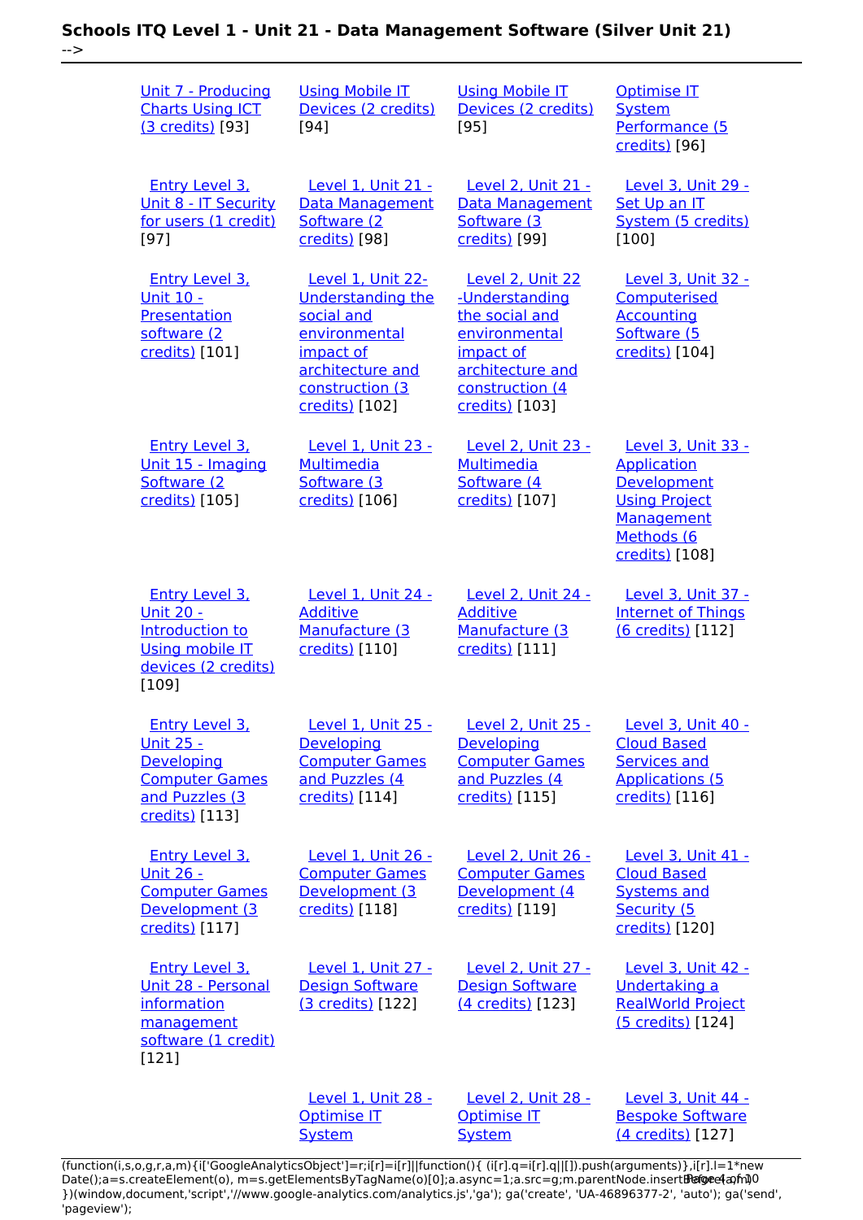| | | | |
|---|---|---|---|
| Unit 7 - Producing Charts Using ICT (3 credits) [93] | Using Mobile IT Devices (2 credits) [94] | Using Mobile IT Devices (2 credits) [95] | Optimise IT System Performance (5 credits) [96] |
| Entry Level 3, Unit 8 - IT Security for users (1 credit) [97] | Level 1, Unit 21 - Data Management Software (2 credits) [98] | Level 2, Unit 21 - Data Management Software (3 credits) [99] | Level 3, Unit 29 - Set Up an IT System (5 credits) [100] |
| Entry Level 3, Unit 10 - Presentation software (2 credits) [101] | Level 1, Unit 22- Understanding the social and environmental impact of architecture and construction (3 credits) [102] | Level 2, Unit 22 -Understanding the social and environmental impact of architecture and construction (4 credits) [103] | Level 3, Unit 32 - Computerised Accounting Software (5 credits) [104] |
| Entry Level 3, Unit 15 - Imaging Software (2 credits) [105] | Level 1, Unit 23 - Multimedia Software (3 credits) [106] | Level 2, Unit 23 - Multimedia Software (4 credits) [107] | Level 3, Unit 33 - Application Development Using Project Management Methods (6 credits) [108] |
| Entry Level 3, Unit 20 - Introduction to Using mobile IT devices (2 credits) [109] | Level 1, Unit 24 - Additive Manufacture (3 credits) [110] | Level 2, Unit 24 - Additive Manufacture (3 credits) [111] | Level 3, Unit 37 - Internet of Things (6 credits) [112] |
| Entry Level 3, Unit 25 - Developing Computer Games and Puzzles (3 credits) [113] | Level 1, Unit 25 - Developing Computer Games and Puzzles (4 credits) [114] | Level 2, Unit 25 - Developing Computer Games and Puzzles (4 credits) [115] | Level 3, Unit 40 - Cloud Based Services and Applications (5 credits) [116] |
| Entry Level 3, Unit 26 - Computer Games Development (3 credits) [117] | Level 1, Unit 26 - Computer Games Development (3 credits) [118] | Level 2, Unit 26 - Computer Games Development (4 credits) [119] | Level 3, Unit 41 - Cloud Based Systems and Security (5 credits) [120] |
| Entry Level 3, Unit 28 - Personal information management software (1 credit) [121] | Level 1, Unit 27 - Design Software (3 credits) [122] | Level 2, Unit 27 - Design Software (4 credits) [123] | Level 3, Unit 42 - Undertaking a RealWorld Project (5 credits) [124] |
| | Level 1, Unit 28 - Optimise IT System | Level 2, Unit 28 - Optimise IT System | Level 3, Unit 44 - Bespoke Software (4 credits) [127] |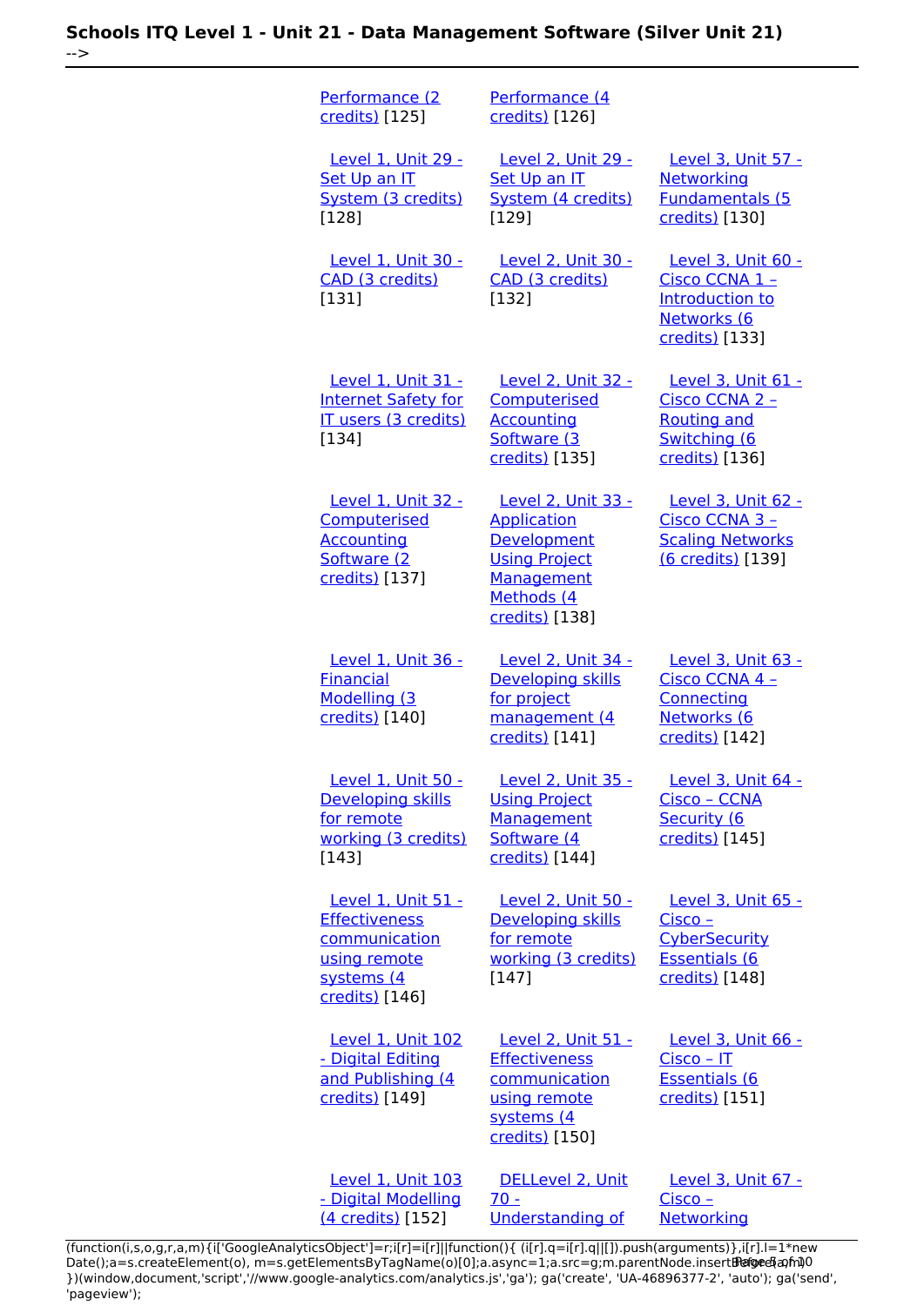| | | |
|---|---|---|
| Performance (2 credits) [125] | Performance (4 credits) [126] | |
| Level 1, Unit 29 - Set Up an IT System (3 credits) [128] | Level 2, Unit 29 - Set Up an IT System (4 credits) [129] | Level 3, Unit 57 - Networking Fundamentals (5 credits) [130] |
| Level 1, Unit 30 - CAD (3 credits) [131] | Level 2, Unit 30 - CAD (3 credits) [132] | Level 3, Unit 60 - Cisco CCNA 1 – Introduction to Networks (6 credits) [133] |
| Level 1, Unit 31 - Internet Safety for IT users (3 credits) [134] | Level 2, Unit 32 - Computerised Accounting Software (3 credits) [135] | Level 3, Unit 61 - Cisco CCNA 2 – Routing and Switching (6 credits) [136] |
| Level 1, Unit 32 - Computerised Accounting Software (2 credits) [137] | Level 2, Unit 33 - Application Development Using Project Management Methods (4 credits) [138] | Level 3, Unit 62 - Cisco CCNA 3 – Scaling Networks (6 credits) [139] |
| Level 1, Unit 36 - Financial Modelling (3 credits) [140] | Level 2, Unit 34 - Developing skills for project management (4 credits) [141] | Level 3, Unit 63 - Cisco CCNA 4 – Connecting Networks (6 credits) [142] |
| Level 1, Unit 50 - Developing skills for remote working (3 credits) [143] | Level 2, Unit 35 - Using Project Management Software (4 credits) [144] | Level 3, Unit 64 - Cisco – CCNA Security (6 credits) [145] |
| Level 1, Unit 51 - Effectiveness communication using remote systems (4 credits) [146] | Level 2, Unit 50 - Developing skills for remote working (3 credits) [147] | Level 3, Unit 65 - Cisco – CyberSecurity Essentials (6 credits) [148] |
| Level 1, Unit 102 - Digital Editing and Publishing (4 credits) [149] | Level 2, Unit 51 - Effectiveness communication using remote systems (4 credits) [150] | Level 3, Unit 66 - Cisco – IT Essentials (6 credits) [151] |
| Level 1, Unit 103 - Digital Modelling (4 credits) [152] | DELLevel 2, Unit 70 - Understanding of | Level 3, Unit 67 - Cisco – Networking |

(function(i,s,o,g,r,a,m){i['GoogleAnalyticsObject']=r;i[r]=i[r]||function(){ (i[r].q=i[r].q||[]).push(arguments)},i[r].l=1*new Date();a=s.createElement(o), m=s.getElementsByTagName(o)[0];a.async=1;a.src=g;m.parentNode.insertBefore(a,m) })(window,document,'script','//www.google-analytics.com/analytics.js','ga'); ga('create', 'UA-46896377-2', 'auto'); ga('send', 'pageview');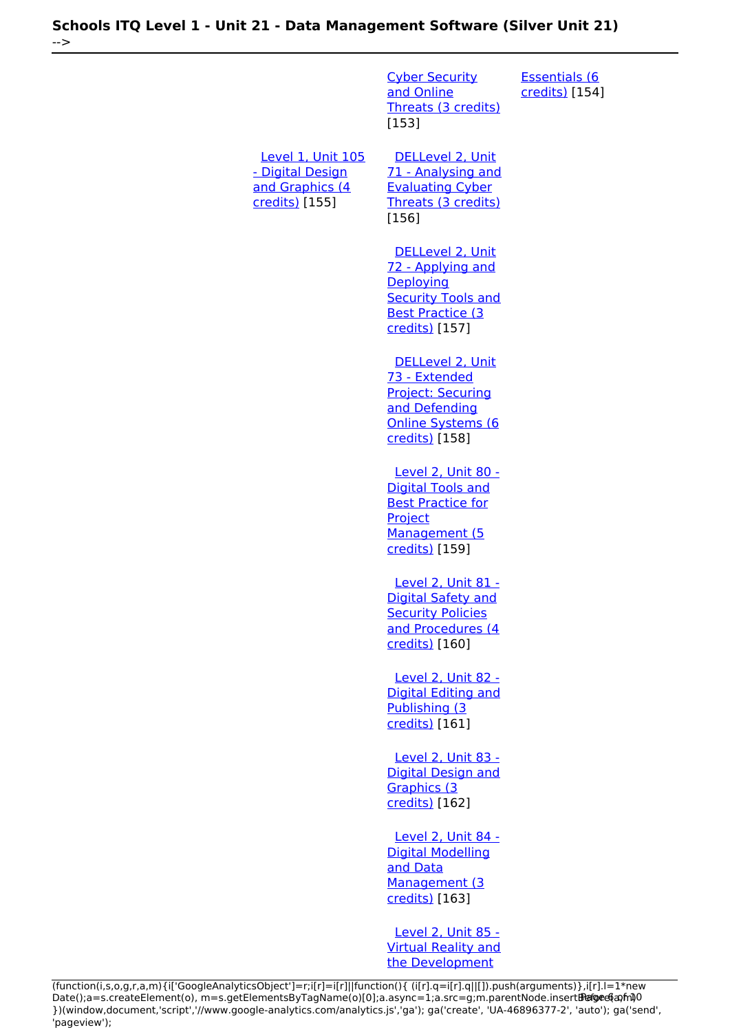Cyber Security and Online Threats (3 credits) [153]

Essentials (6 credits) [154]

Level 1, Unit 105 - Digital Design and Graphics (4 credits) [155]

DELLevel 2, Unit 71 - Analysing and Evaluating Cyber Threats (3 credits) [156]

DELLevel 2, Unit 72 - Applying and Deploying Security Tools and Best Practice (3 credits) [157]

DELLevel 2, Unit 73 - Extended Project: Securing and Defending Online Systems (6 credits) [158]

Level 2, Unit 80 - Digital Tools and Best Practice for Project Management (5 credits) [159]

Level 2, Unit 81 - Digital Safety and Security Policies and Procedures (4 credits) [160]

Level 2, Unit 82 - Digital Editing and Publishing (3 credits) [161]

Level 2, Unit 83 - Digital Design and Graphics (3 credits) [162]

Level 2, Unit 84 - Digital Modelling and Data Management (3 credits) [163]

Level 2, Unit 85 - Virtual Reality and the Development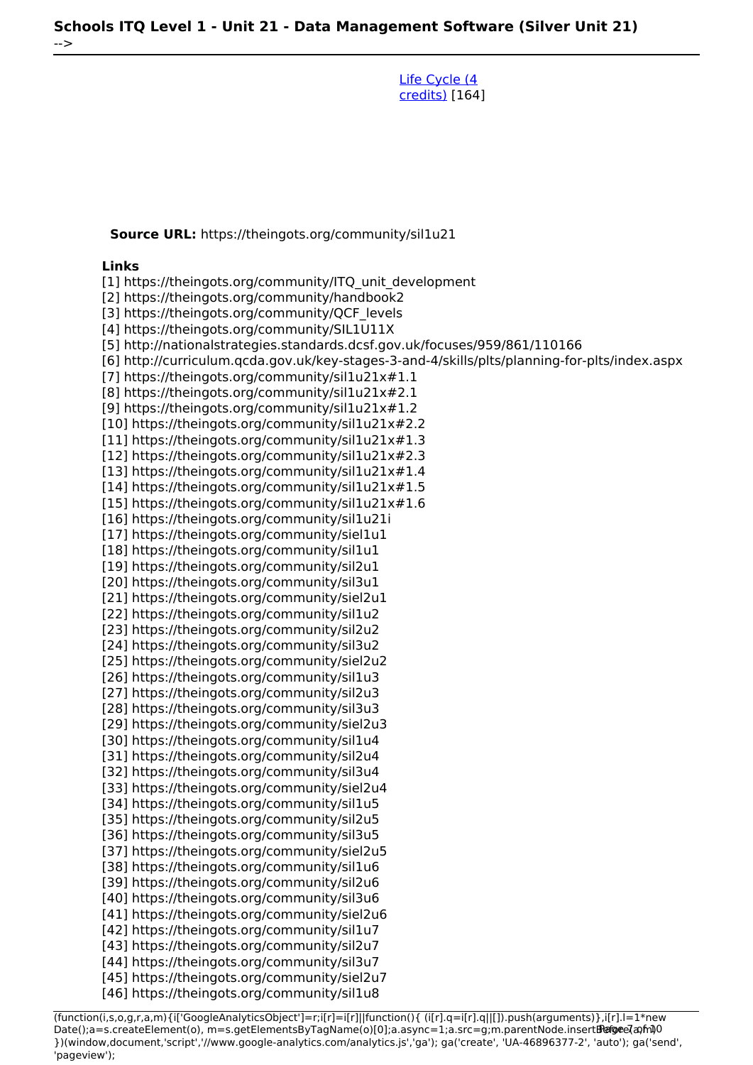[Life Cycle (4 credits)] [164]

**Source URL:** https://theingots.org/community/sil1u21

**Links**

[1] https://theingots.org/community/ITQ_unit_development
[2] https://theingots.org/community/handbook2
[3] https://theingots.org/community/QCF_levels
[4] https://theingots.org/community/SIL1U11X
[5] http://nationalstrategies.standards.dcsf.gov.uk/focuses/959/861/110166
[6] http://curriculum.qcda.gov.uk/key-stages-3-and-4/skills/plts/planning-for-plts/index.aspx
[7] https://theingots.org/community/sil1u21x#1.1
[8] https://theingots.org/community/sil1u21x#2.1
[9] https://theingots.org/community/sil1u21x#1.2
[10] https://theingots.org/community/sil1u21x#2.2
[11] https://theingots.org/community/sil1u21x#1.3
[12] https://theingots.org/community/sil1u21x#2.3
[13] https://theingots.org/community/sil1u21x#1.4
[14] https://theingots.org/community/sil1u21x#1.5
[15] https://theingots.org/community/sil1u21x#1.6
[16] https://theingots.org/community/sil1u21i
[17] https://theingots.org/community/siel1u1
[18] https://theingots.org/community/sil1u1
[19] https://theingots.org/community/sil2u1
[20] https://theingots.org/community/sil3u1
[21] https://theingots.org/community/siel2u1
[22] https://theingots.org/community/sil1u2
[23] https://theingots.org/community/sil2u2
[24] https://theingots.org/community/sil3u2
[25] https://theingots.org/community/siel2u2
[26] https://theingots.org/community/sil1u3
[27] https://theingots.org/community/sil2u3
[28] https://theingots.org/community/sil3u3
[29] https://theingots.org/community/siel2u3
[30] https://theingots.org/community/sil1u4
[31] https://theingots.org/community/sil2u4
[32] https://theingots.org/community/sil3u4
[33] https://theingots.org/community/siel2u4
[34] https://theingots.org/community/sil1u5
[35] https://theingots.org/community/sil2u5
[36] https://theingots.org/community/sil3u5
[37] https://theingots.org/community/siel2u5
[38] https://theingots.org/community/sil1u6
[39] https://theingots.org/community/sil2u6
[40] https://theingots.org/community/sil3u6
[41] https://theingots.org/community/siel2u6
[42] https://theingots.org/community/sil1u7
[43] https://theingots.org/community/sil2u7
[44] https://theingots.org/community/sil3u7
[45] https://theingots.org/community/siel2u7
[46] https://theingots.org/community/sil1u8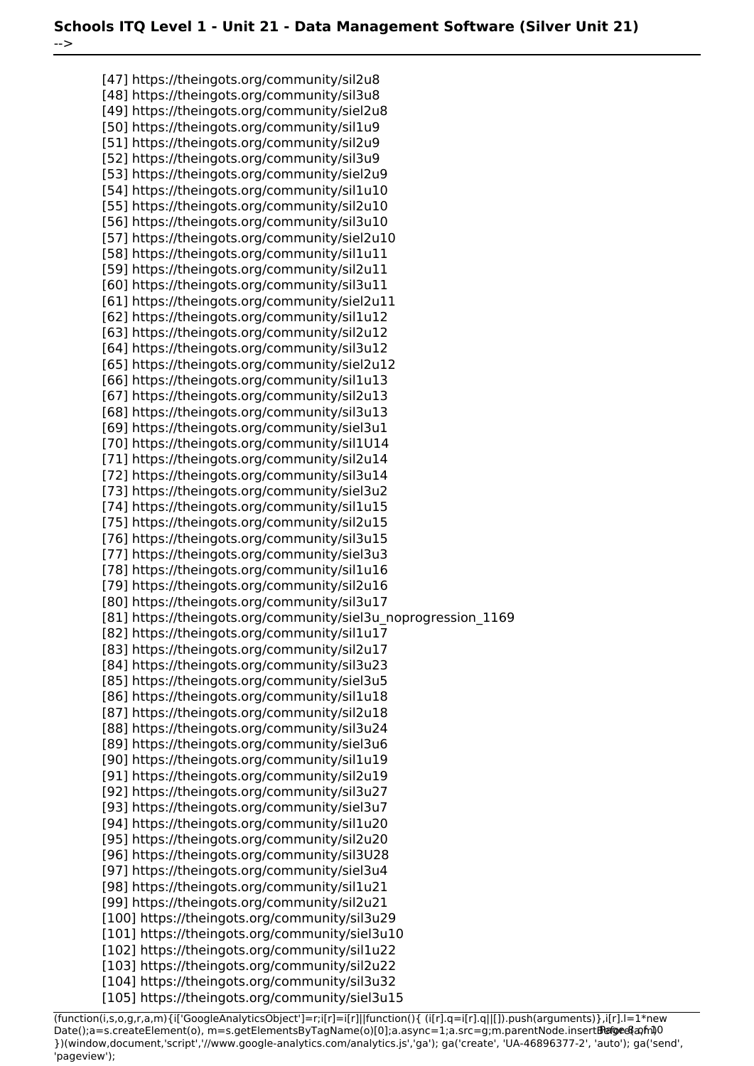[47] https://theingots.org/community/sil2u8
[48] https://theingots.org/community/sil3u8
[49] https://theingots.org/community/siel2u8
[50] https://theingots.org/community/sil1u9
[51] https://theingots.org/community/sil2u9
[52] https://theingots.org/community/sil3u9
[53] https://theingots.org/community/siel2u9
[54] https://theingots.org/community/sil1u10
[55] https://theingots.org/community/sil2u10
[56] https://theingots.org/community/sil3u10
[57] https://theingots.org/community/siel2u10
[58] https://theingots.org/community/sil1u11
[59] https://theingots.org/community/sil2u11
[60] https://theingots.org/community/sil3u11
[61] https://theingots.org/community/siel2u11
[62] https://theingots.org/community/sil1u12
[63] https://theingots.org/community/sil2u12
[64] https://theingots.org/community/sil3u12
[65] https://theingots.org/community/siel2u12
[66] https://theingots.org/community/sil1u13
[67] https://theingots.org/community/sil2u13
[68] https://theingots.org/community/sil3u13
[69] https://theingots.org/community/siel3u1
[70] https://theingots.org/community/sil1U14
[71] https://theingots.org/community/sil2u14
[72] https://theingots.org/community/sil3u14
[73] https://theingots.org/community/siel3u2
[74] https://theingots.org/community/sil1u15
[75] https://theingots.org/community/sil2u15
[76] https://theingots.org/community/sil3u15
[77] https://theingots.org/community/siel3u3
[78] https://theingots.org/community/sil1u16
[79] https://theingots.org/community/sil2u16
[80] https://theingots.org/community/sil3u17
[81] https://theingots.org/community/siel3u_noprogression_1169
[82] https://theingots.org/community/sil1u17
[83] https://theingots.org/community/sil2u17
[84] https://theingots.org/community/sil3u23
[85] https://theingots.org/community/siel3u5
[86] https://theingots.org/community/sil1u18
[87] https://theingots.org/community/sil2u18
[88] https://theingots.org/community/sil3u24
[89] https://theingots.org/community/siel3u6
[90] https://theingots.org/community/sil1u19
[91] https://theingots.org/community/sil2u19
[92] https://theingots.org/community/sil3u27
[93] https://theingots.org/community/siel3u7
[94] https://theingots.org/community/sil1u20
[95] https://theingots.org/community/sil2u20
[96] https://theingots.org/community/sil3U28
[97] https://theingots.org/community/siel3u4
[98] https://theingots.org/community/sil1u21
[99] https://theingots.org/community/sil2u21
[100] https://theingots.org/community/sil3u29
[101] https://theingots.org/community/siel3u10
[102] https://theingots.org/community/sil1u22
[103] https://theingots.org/community/sil2u22
[104] https://theingots.org/community/sil3u32
[105] https://theingots.org/community/siel3u15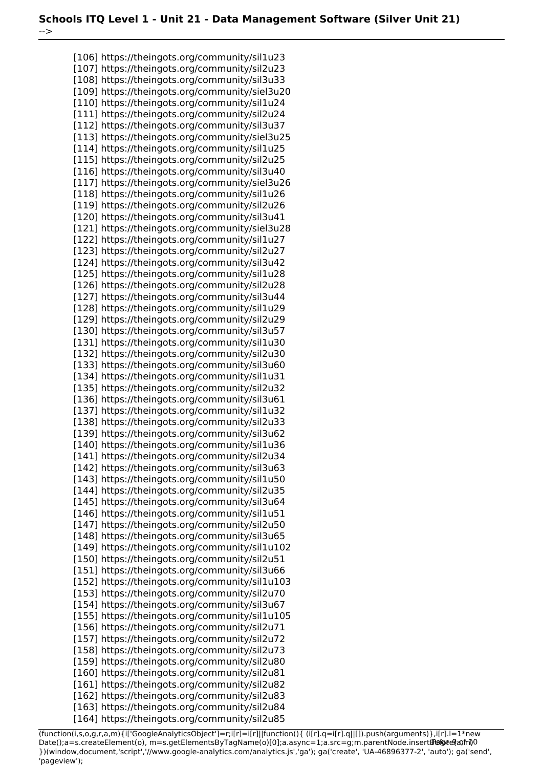[106] https://theingots.org/community/sil1u23
[107] https://theingots.org/community/sil2u23
[108] https://theingots.org/community/sil3u33
[109] https://theingots.org/community/siel3u20
[110] https://theingots.org/community/sil1u24
[111] https://theingots.org/community/sil2u24
[112] https://theingots.org/community/sil3u37
[113] https://theingots.org/community/siel3u25
[114] https://theingots.org/community/sil1u25
[115] https://theingots.org/community/sil2u25
[116] https://theingots.org/community/sil3u40
[117] https://theingots.org/community/siel3u26
[118] https://theingots.org/community/sil1u26
[119] https://theingots.org/community/sil2u26
[120] https://theingots.org/community/sil3u41
[121] https://theingots.org/community/siel3u28
[122] https://theingots.org/community/sil1u27
[123] https://theingots.org/community/sil2u27
[124] https://theingots.org/community/sil3u42
[125] https://theingots.org/community/sil1u28
[126] https://theingots.org/community/sil2u28
[127] https://theingots.org/community/sil3u44
[128] https://theingots.org/community/sil1u29
[129] https://theingots.org/community/sil2u29
[130] https://theingots.org/community/sil3u57
[131] https://theingots.org/community/sil1u30
[132] https://theingots.org/community/sil2u30
[133] https://theingots.org/community/sil3u60
[134] https://theingots.org/community/sil1u31
[135] https://theingots.org/community/sil2u32
[136] https://theingots.org/community/sil3u61
[137] https://theingots.org/community/sil1u32
[138] https://theingots.org/community/sil2u33
[139] https://theingots.org/community/sil3u62
[140] https://theingots.org/community/sil1u36
[141] https://theingots.org/community/sil2u34
[142] https://theingots.org/community/sil3u63
[143] https://theingots.org/community/sil1u50
[144] https://theingots.org/community/sil2u35
[145] https://theingots.org/community/sil3u64
[146] https://theingots.org/community/sil1u51
[147] https://theingots.org/community/sil2u50
[148] https://theingots.org/community/sil3u65
[149] https://theingots.org/community/sil1u102
[150] https://theingots.org/community/sil2u51
[151] https://theingots.org/community/sil3u66
[152] https://theingots.org/community/sil1u103
[153] https://theingots.org/community/sil2u70
[154] https://theingots.org/community/sil3u67
[155] https://theingots.org/community/sil1u105
[156] https://theingots.org/community/sil2u71
[157] https://theingots.org/community/sil2u72
[158] https://theingots.org/community/sil2u73
[159] https://theingots.org/community/sil2u80
[160] https://theingots.org/community/sil2u81
[161] https://theingots.org/community/sil2u82
[162] https://theingots.org/community/sil2u83
[163] https://theingots.org/community/sil2u84
[164] https://theingots.org/community/sil2u85